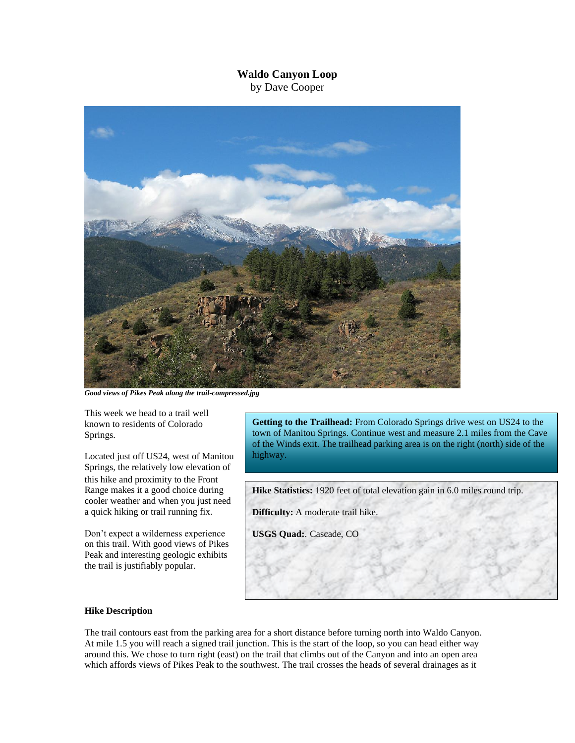# Waldo Canyon Loop

by Dave Cooper

***Good views of Pikes Peak along the trail-compressed.jpg***

This week we head to a trail well known to residents of Colorado Springs.

Located just off US24, west of Manitou Springs, the relatively low elevation of this hike and proximity to the Front Range makes it a good choice during cooler weather and when you just need a quick hiking or trail running fix.

Don't expect a wilderness experience on this trail. With good views of Pikes Peak and interesting geologic exhibits the trail is justifiably popular.

**Getting to the Trailhead:** From Colorado Springs drive west on US24 to the town of Manitou Springs. Continue west and measure 2.1 miles from the Cave of the Winds exit. The trailhead parking area is on the right (north) side of the highway.

**Hike Statistics:** 1920 feet of total elevation gain in 6.0 miles round trip.

**Difficulty:** A moderate trail hike.

**USGS Quad:**. Cascade, CO

**Hike Description**

The trail contours east from the parking area for a short distance before turning north into Waldo Canyon. At mile 1.5 you will reach a signed trail junction. This is the start of the loop, so you can head either way around this. We chose to turn right (east) on the trail that climbs out of the Canyon and into an open area which affords views of Pikes Peak to the southwest. The trail crosses the heads of several drainages as it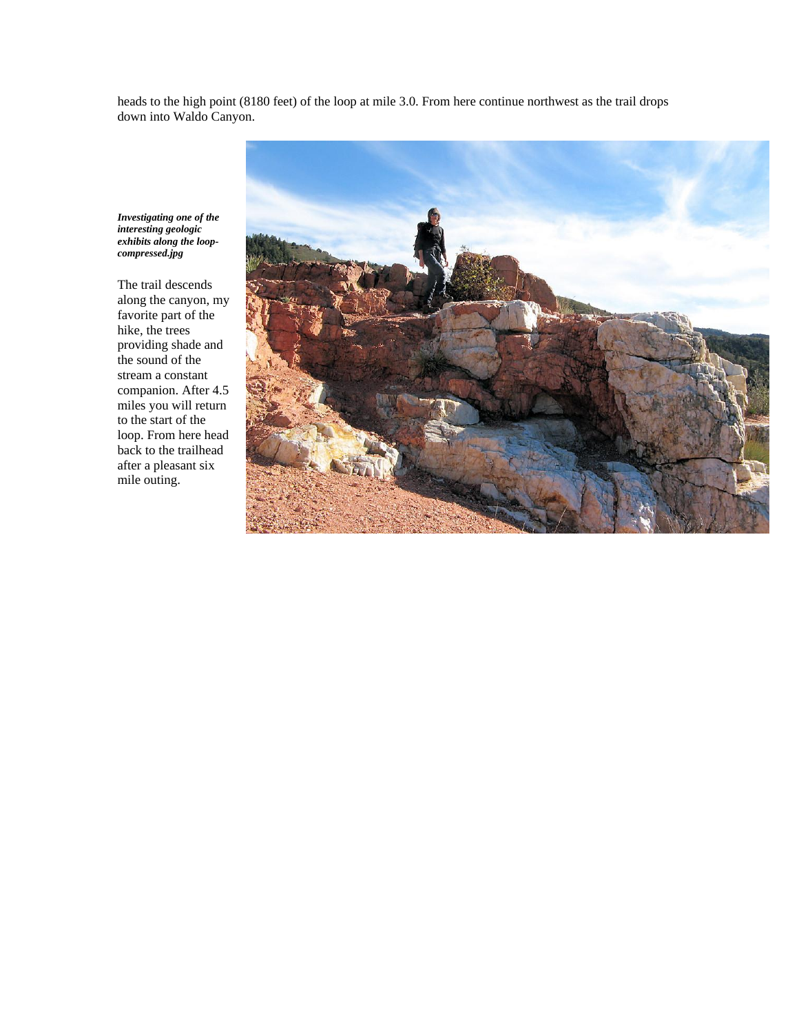heads to the high point (8180 feet) of the loop at mile 3.0. From here continue northwest as the trail drops down into Waldo Canyon.

***Investigating one of the interesting geologic exhibits along the loop-compressed.jpg***

The trail descends along the canyon, my favorite part of the hike, the trees providing shade and the sound of the stream a constant companion. After 4.5 miles you will return to the start of the loop. From here head back to the trailhead after a pleasant six mile outing.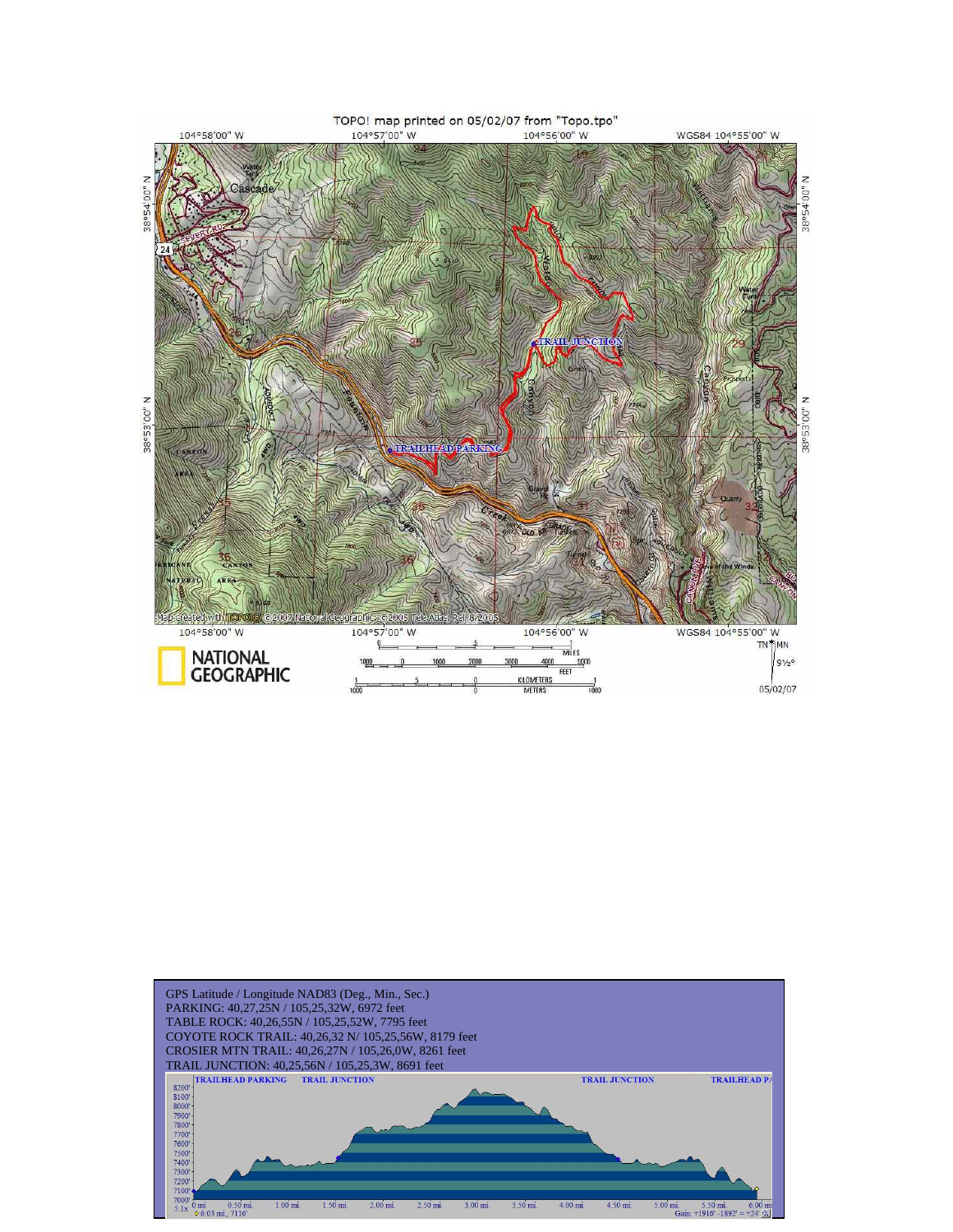TOPO! map printed on 05/02/07 from "Topo.tpo"

GPS Latitude / Longitude NAD83 (Deg., Min., Sec.)
PARKING: 40,27,25N / 105,25,32W, 6972 feet
TABLE ROCK: 40,26,55N / 105,25,52W, 7795 feet
COYOTE ROCK TRAIL: 40,26,32 N/ 105,25,56W, 8179 feet
CROSIER MTN TRAIL: 40,26,27N / 105,26,0W, 8261 feet
TRAIL JUNCTION: 40,25,56N / 105,25,3W, 8691 feet